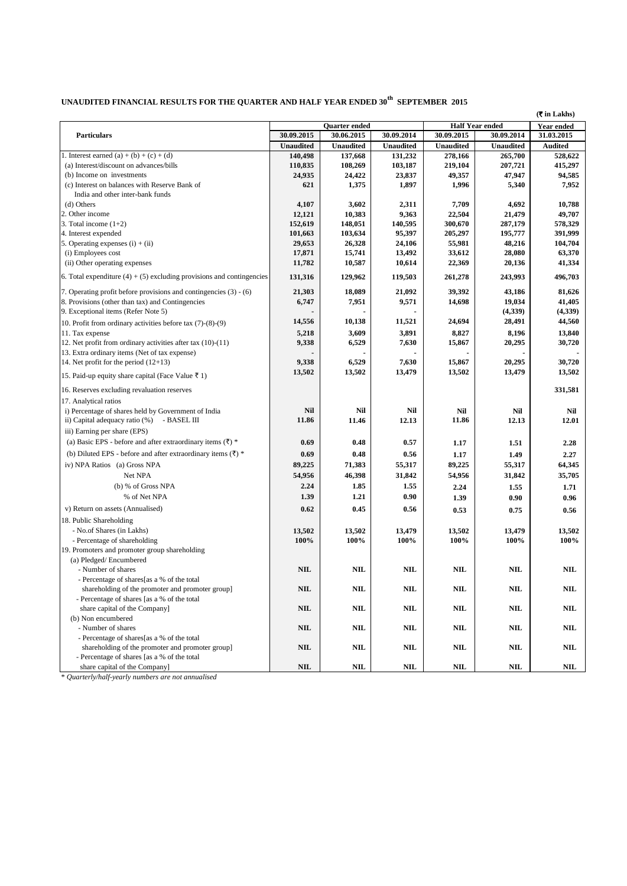# UNAUDITED FINANCIAL RESULTS FOR THE QUARTER AND HALF YEAR ENDED 30th SEPTEMBER 2015

(₹ in Lakhs)

| Particulars | Quarter ended | | | Half Year ended | | Year ended |
|---|---|---|---|---|---|---|
| | 30.09.2015 | 30.06.2015 | 30.09.2014 | 30.09.2015 | 30.09.2014 | 31.03.2015 |
| | Unaudited | Unaudited | Unaudited | Unaudited | Unaudited | Audited |
| 1. Interest earned (a) + (b) + (c) + (d) | 140,498 | 137,668 | 131,232 | 278,166 | 265,700 | 528,622 |
| (a) Interest/discount on advances/bills | 110,835 | 108,269 | 103,187 | 219,104 | 207,721 | 415,297 |
| (b) Income on investments | 24,935 | 24,422 | 23,837 | 49,357 | 47,947 | 94,585 |
| (c) Interest on balances with Reserve Bank of India and other inter-bank funds | 621 | 1,375 | 1,897 | 1,996 | 5,340 | 7,952 |
| (d) Others | 4,107 | 3,602 | 2,311 | 7,709 | 4,692 | 10,788 |
| 2. Other income | 12,121 | 10,383 | 9,363 | 22,504 | 21,479 | 49,707 |
| 3. Total income (1+2) | 152,619 | 148,051 | 140,595 | 300,670 | 287,179 | 578,329 |
| 4. Interest expended | 101,663 | 103,634 | 95,397 | 205,297 | 195,777 | 391,999 |
| 5. Operating expenses (i) + (ii) | 29,653 | 26,328 | 24,106 | 55,981 | 48,216 | 104,704 |
| (i) Employees cost | 17,871 | 15,741 | 13,492 | 33,612 | 28,080 | 63,370 |
| (ii) Other operating expenses | 11,782 | 10,587 | 10,614 | 22,369 | 20,136 | 41,334 |
| 6. Total expenditure (4) + (5) excluding provisions and contingencies | 131,316 | 129,962 | 119,503 | 261,278 | 243,993 | 496,703 |
| 7. Operating profit before provisions and contingencies (3) - (6) | 21,303 | 18,089 | 21,092 | 39,392 | 43,186 | 81,626 |
| 8. Provisions (other than tax) and Contingencies | 6,747 | 7,951 | 9,571 | 14,698 | 19,034 | 41,405 |
| 9. Exceptional items (Refer Note 5) | - | - | - | | (4,339) | (4,339) |
| 10. Profit from ordinary activities before tax (7)-(8)-(9) | 14,556 | 10,138 | 11,521 | 24,694 | 28,491 | 44,560 |
| 11. Tax expense | 5,218 | 3,609 | 3,891 | 8,827 | 8,196 | 13,840 |
| 12. Net profit from ordinary activities after tax (10)-(11) | 9,338 | 6,529 | 7,630 | 15,867 | 20,295 | 30,720 |
| 13. Extra ordinary items (Net of tax expense) | - | - | - | - | - | - |
| 14. Net profit for the period (12+13) | 9,338 | 6,529 | 7,630 | 15,867 | 20,295 | 30,720 |
| 15. Paid-up equity share capital (Face Value ₹ 1) | 13,502 | 13,502 | 13,479 | 13,502 | 13,479 | 13,502 |
| 16. Reserves excluding revaluation reserves | | | | | | 331,581 |
| 17. Analytical ratios | | | | | | |
| i) Percentage of shares held by Government of India | Nil | Nil | Nil | Nil | Nil | Nil |
| ii) Capital adequacy ratio (%) - BASEL III | 11.86 | 11.46 | 12.13 | 11.86 | 12.13 | 12.01 |
| iii) Earning per share (EPS) | | | | | | |
| (a) Basic EPS - before and after extraordinary items (₹) * | 0.69 | 0.48 | 0.57 | 1.17 | 1.51 | 2.28 |
| (b) Diluted EPS - before and after extraordinary items (₹) * | 0.69 | 0.48 | 0.56 | 1.17 | 1.49 | 2.27 |
| iv) NPA Ratios (a) Gross NPA | 89,225 | 71,383 | 55,317 | 89,225 | 55,317 | 64,345 |
| Net NPA | 54,956 | 46,398 | 31,842 | 54,956 | 31,842 | 35,705 |
| (b) % of Gross NPA | 2.24 | 1.85 | 1.55 | 2.24 | 1.55 | 1.71 |
| % of Net NPA | 1.39 | 1.21 | 0.90 | 1.39 | 0.90 | 0.96 |
| v) Return on assets (Annualised) | 0.62 | 0.45 | 0.56 | 0.53 | 0.75 | 0.56 |
| 18. Public Shareholding | | | | | | |
| - No.of Shares (in Lakhs) | 13,502 | 13,502 | 13,479 | 13,502 | 13,479 | 13,502 |
| - Percentage of shareholding | 100% | 100% | 100% | 100% | 100% | 100% |
| 19. Promoters and promoter group shareholding | | | | | | |
| (a) Pledged/ Encumbered | | | | | | |
| - Number of shares | NIL | NIL | NIL | NIL | NIL | NIL |
| - Percentage of shares[as a % of the total shareholding of the promoter and promoter group] | NIL | NIL | NIL | NIL | NIL | NIL |
| - Percentage of shares [as a % of the total share capital of the Company] | NIL | NIL | NIL | NIL | NIL | NIL |
| (b) Non encumbered | | | | | | |
| - Number of shares | NIL | NIL | NIL | NIL | NIL | NIL |
| - Percentage of shares[as a % of the total shareholding of the promoter and promoter group] | NIL | NIL | NIL | NIL | NIL | NIL |
| - Percentage of shares [as a % of the total share capital of the Company] | NIL | NIL | NIL | NIL | NIL | NIL |

*\* Quarterly/half-yearly numbers are not annualised*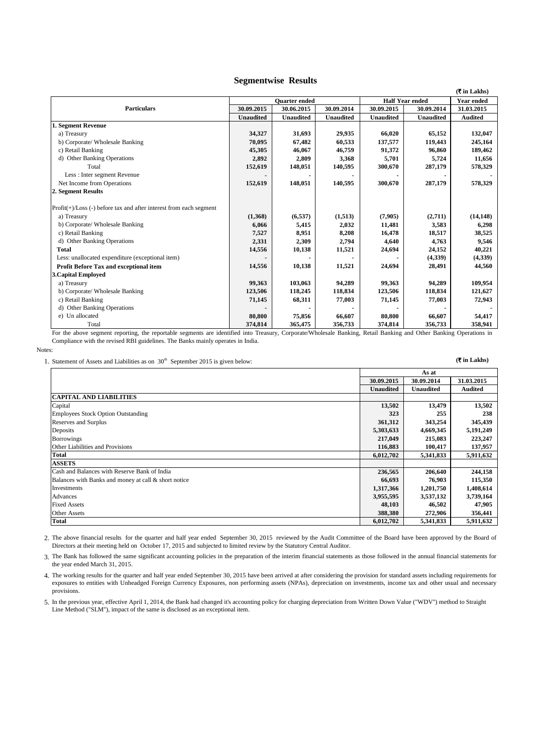## Segmentwise Results

(₹ in Lakhs)

| Particulars | Quarter ended | | | Half Year ended | | Year ended |
|---|---|---|---|---|---|---|
| | 30.09.2015 | 30.06.2015 | 30.09.2014 | 30.09.2015 | 30.09.2014 | 31.03.2015 |
| | Unaudited | Unaudited | Unaudited | Unaudited | Unaudited | Audited |
| **1. Segment Revenue** | | | | | | |
| a) Treasury | **34,327** | 31,693 | 29,935 | **66,020** | 65,152 | 132,047 |
| b) Corporate/ Wholesale Banking | **70,095** | 67,482 | 60,533 | **137,577** | 119,443 | 245,164 |
| c) Retail Banking | **45,305** | 46,067 | 46,759 | **91,372** | 96,860 | 189,462 |
| d) Other Banking Operations | **2,892** | 2,809 | 3,368 | **5,701** | 5,724 | 11,656 |
| Total | **152,619** | 148,051 | 140,595 | **300,670** | 287,179 | 578,329 |
| Less : Inter segment Revenue | - | - | - | - | - | - |
| Net Income from Operations | **152,619** | 148,051 | 140,595 | **300,670** | 287,179 | 578,329 |
| **2. Segment Results** | | | | | | |
| Profit(+)/Loss (-) before tax and after interest from each segment | | | | | | |
| a) Treasury | **(1,368)** | (6,537) | (1,513) | **(7,905)** | (2,711) | (14,148) |
| b) Corporate/ Wholesale Banking | **6,066** | 5,415 | 2,032 | **11,481** | 3,583 | 6,298 |
| c) Retail Banking | **7,527** | 8,951 | 8,208 | **16,478** | 18,517 | 38,525 |
| d) Other Banking Operations | **2,331** | 2,309 | 2,794 | **4,640** | 4,763 | 9,546 |
| **Total** | **14,556** | 10,138 | 11,521 | **24,694** | 24,152 | 40,221 |
| Less: unallocated expenditure (exceptional item) | - | - | - | - | (4,339) | (4,339) |
| **Profit Before Tax and exceptional item** | **14,556** | 10,138 | 11,521 | **24,694** | 28,491 | 44,560 |
| **3.Capital Employed** | | | | | | |
| a) Treasury | **99,363** | 103,063 | 94,289 | **99,363** | 94,289 | 109,954 |
| b) Corporate/ Wholesale Banking | **123,506** | 118,245 | 118,834 | **123,506** | 118,834 | 121,627 |
| c) Retail Banking | **71,145** | 68,311 | 77,003 | **71,145** | 77,003 | 72,943 |
| d) Other Banking Operations | - | - | - | - | - | - |
| e) Un allocated | **80,800** | 75,856 | 66,607 | **80,800** | 66,607 | 54,417 |
| Total | **374,814** | 365,475 | 356,733 | **374,814** | 356,733 | 358,941 |

For the above segment reporting, the reportable segments are identified into Treasury, Corporate/Wholesale Banking, Retail Banking and Other Banking Operations in Compliance with the revised RBI guidelines. The Banks mainly operates in India.

Notes:

1. Statement of Assets and Liabilities as on 30th September 2015 is given below:

(₹ in Lakhs)

| | As at | | |
|---|---|---|---|
| | 30.09.2015 | 30.09.2014 | 31.03.2015 |
| | Unaudited | Unaudited | Audited |
| **CAPITAL AND LIABILITIES** | | | |
| Capital | **13,502** | 13,479 | 13,502 |
| Employees Stock Option Outstanding | **323** | 255 | 238 |
| Reserves and Surplus | **361,312** | 343,254 | 345,439 |
| Deposits | **5,303,633** | 4,669,345 | 5,191,249 |
| Borrowings | **217,049** | 215,083 | 223,247 |
| Other Liabilities and Provisions | **116,883** | 100,417 | 137,957 |
| **Total** | **6,012,702** | 5,341,833 | 5,911,632 |
| **ASSETS** | | | |
| Cash and Balances with Reserve Bank of India | **236,565** | 206,640 | 244,158 |
| Balances with Banks and money at call & short notice | **66,693** | 76,903 | 115,350 |
| Investments | **1,317,366** | 1,201,750 | 1,408,614 |
| Advances | **3,955,595** | 3,537,132 | 3,739,164 |
| Fixed Assets | **48,103** | 46,502 | 47,905 |
| Other Assets | **388,380** | 272,906 | 356,441 |
| **Total** | **6,012,702** | 5,341,833 | 5,911,632 |

2. The above financial results for the quarter and half year ended September 30, 2015 reviewed by the Audit Committee of the Board have been approved by the Board of Directors at their meeting held on October 17, 2015 and subjected to limited review by the Statutory Central Auditor.

3. The Bank has followed the same significant accounting policies in the preparation of the interim financial statements as those followed in the annual financial statements for the year ended March 31, 2015.

4. The working results for the quarter and half year ended September 30, 2015 have been arrived at after considering the provision for standard assets including requirements for exposures to entities with Unheadged Foreign Currency Exposures, non performing assets (NPAs), depreciation on investments, income tax and other usual and necessary provisions.

5. In the previous year, effective April 1, 2014, the Bank had changed it's accounting policy for charging depreciation from Written Down Value ("WDV") method to Straight Line Method ("SLM"), impact of the same is disclosed as an exceptional item.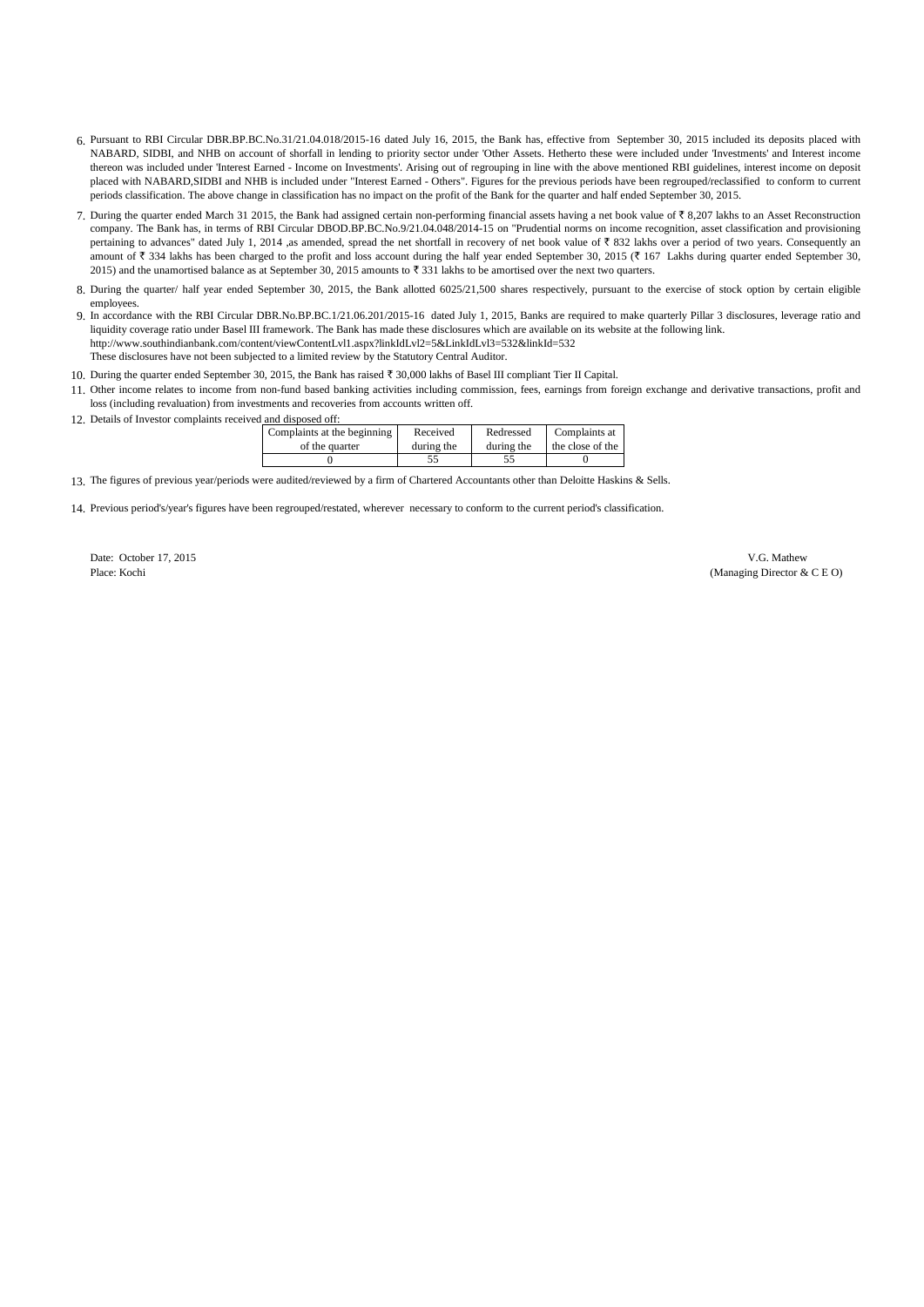6. Pursuant to RBI Circular DBR.BP.BC.No.31/21.04.018/2015-16 dated July 16, 2015, the Bank has, effective from September 30, 2015 included its deposits placed with NABARD, SIDBI, and NHB on account of shorfall in lending to priority sector under 'Other Assets. Hetherto these were included under 'Investments' and Interest income thereon was included under 'Interest Earned - Income on Investments'. Arising out of regrouping in line with the above mentioned RBI guidelines, interest income on deposit placed with NABARD,SIDBI and NHB is included under "Interest Earned - Others". Figures for the previous periods have been regrouped/reclassified to conform to current periods classification. The above change in classification has no impact on the profit of the Bank for the quarter and half ended September 30, 2015.

7. During the quarter ended March 31 2015, the Bank had assigned certain non-performing financial assets having a net book value of ₹ 8,207 lakhs to an Asset Reconstruction company. The Bank has, in terms of RBI Circular DBOD.BP.BC.No.9/21.04.048/2014-15 on "Prudential norms on income recognition, asset classification and provisioning pertaining to advances" dated July 1, 2014 ,as amended, spread the net shortfall in recovery of net book value of ₹ 832 lakhs over a period of two years. Consequently an amount of ₹ 334 lakhs has been charged to the profit and loss account during the half year ended September 30, 2015 (₹ 167 Lakhs during quarter ended September 30, 2015) and the unamortised balance as at September 30, 2015 amounts to ₹ 331 lakhs to be amortised over the next two quarters.

8. During the quarter/ half year ended September 30, 2015, the Bank allotted 6025/21,500 shares respectively, pursuant to the exercise of stock option by certain eligible employees.

9. In accordance with the RBI Circular DBR.No.BP.BC.1/21.06.201/2015-16 dated July 1, 2015, Banks are required to make quarterly Pillar 3 disclosures, leverage ratio and liquidity coverage ratio under Basel III framework. The Bank has made these disclosures which are available on its website at the following link.
http://www.southindianbank.com/content/viewContentLvl1.aspx?linkIdLvl2=5&LinkIdLvl3=532&linkId=532
These disclosures have not been subjected to a limited review by the Statutory Central Auditor.

10. During the quarter ended September 30, 2015, the Bank has raised ₹ 30,000 lakhs of Basel III compliant Tier II Capital.

11. Other income relates to income from non-fund based banking activities including commission, fees, earnings from foreign exchange and derivative transactions, profit and loss (including revaluation) from investments and recoveries from accounts written off.

12. Details of Investor complaints received and disposed off:

| Complaints at the beginning of the quarter | Received during the | Redressed during the | Complaints at the close of the |
|---|---|---|---|
| 0 | 55 | 55 | 0 |

13. The figures of previous year/periods were audited/reviewed by a firm of Chartered Accountants other than Deloitte Haskins & Sells.

14. Previous period's/year's figures have been regrouped/restated, wherever necessary to conform to the current period's classification.

Date: October 17, 2015
Place: Kochi

V.G. Mathew
(Managing Director & C E O)